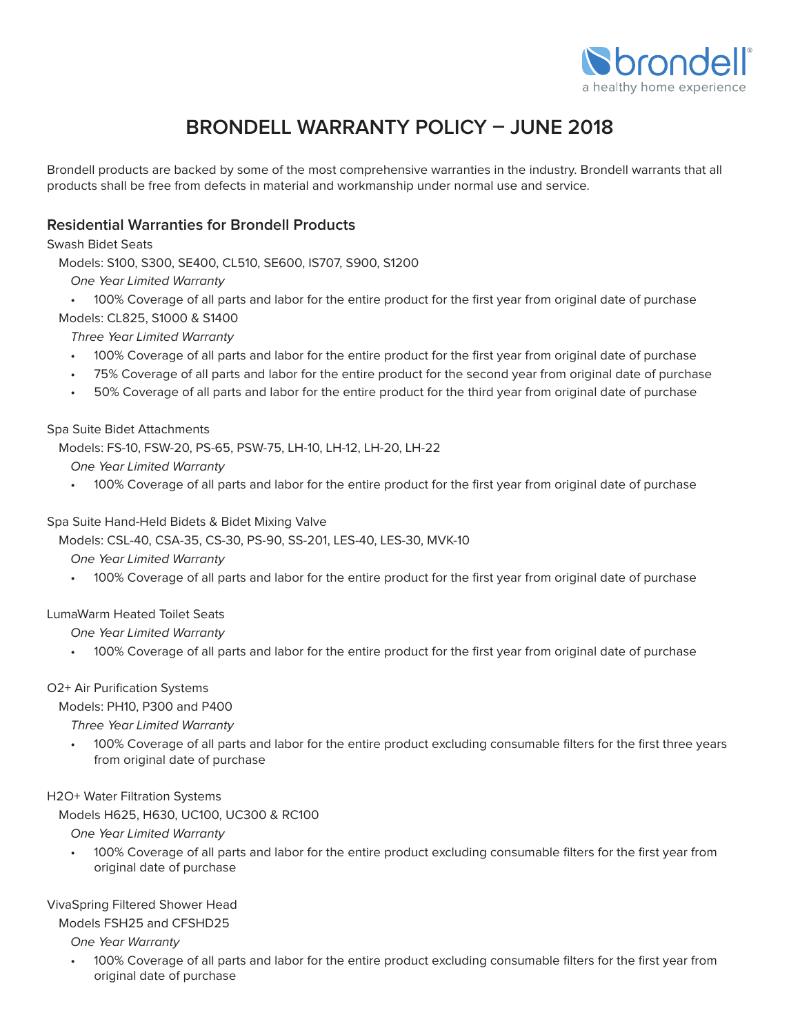brondell
a healthy home experience

# BRONDELL WARRANTY POLICY – JUNE 2018

Brondell products are backed by some of the most comprehensive warranties in the industry. Brondell warrants that all products shall be free from defects in material and workmanship under normal use and service.

## Residential Warranties for Brondell Products

Swash Bidet Seats

Models: S100, S300, SE400, CL510, SE600, IS707, S900, S1200

*One Year Limited Warranty*

- 100% Coverage of all parts and labor for the entire product for the first year from original date of purchase

Models: CL825, S1000 & S1400

*Three Year Limited Warranty*

- 100% Coverage of all parts and labor for the entire product for the first year from original date of purchase
- 75% Coverage of all parts and labor for the entire product for the second year from original date of purchase
- 50% Coverage of all parts and labor for the entire product for the third year from original date of purchase

Spa Suite Bidet Attachments

Models: FS-10, FSW-20, PS-65, PSW-75, LH-10, LH-12, LH-20, LH-22

*One Year Limited Warranty*

- 100% Coverage of all parts and labor for the entire product for the first year from original date of purchase

Spa Suite Hand-Held Bidets & Bidet Mixing Valve

Models: CSL-40, CSA-35, CS-30, PS-90, SS-201, LES-40, LES-30, MVK-10

*One Year Limited Warranty*

- 100% Coverage of all parts and labor for the entire product for the first year from original date of purchase

LumaWarm Heated Toilet Seats

*One Year Limited Warranty*

- 100% Coverage of all parts and labor for the entire product for the first year from original date of purchase

O2+ Air Purification Systems

Models: PH10, P300 and P400

*Three Year Limited Warranty*

- 100% Coverage of all parts and labor for the entire product excluding consumable filters for the first three years from original date of purchase

H2O+ Water Filtration Systems

Models H625, H630, UC100, UC300 & RC100

*One Year Limited Warranty*

- 100% Coverage of all parts and labor for the entire product excluding consumable filters for the first year from original date of purchase

VivaSpring Filtered Shower Head

Models FSH25 and CFSHD25

*One Year Warranty*

- 100% Coverage of all parts and labor for the entire product excluding consumable filters for the first year from original date of purchase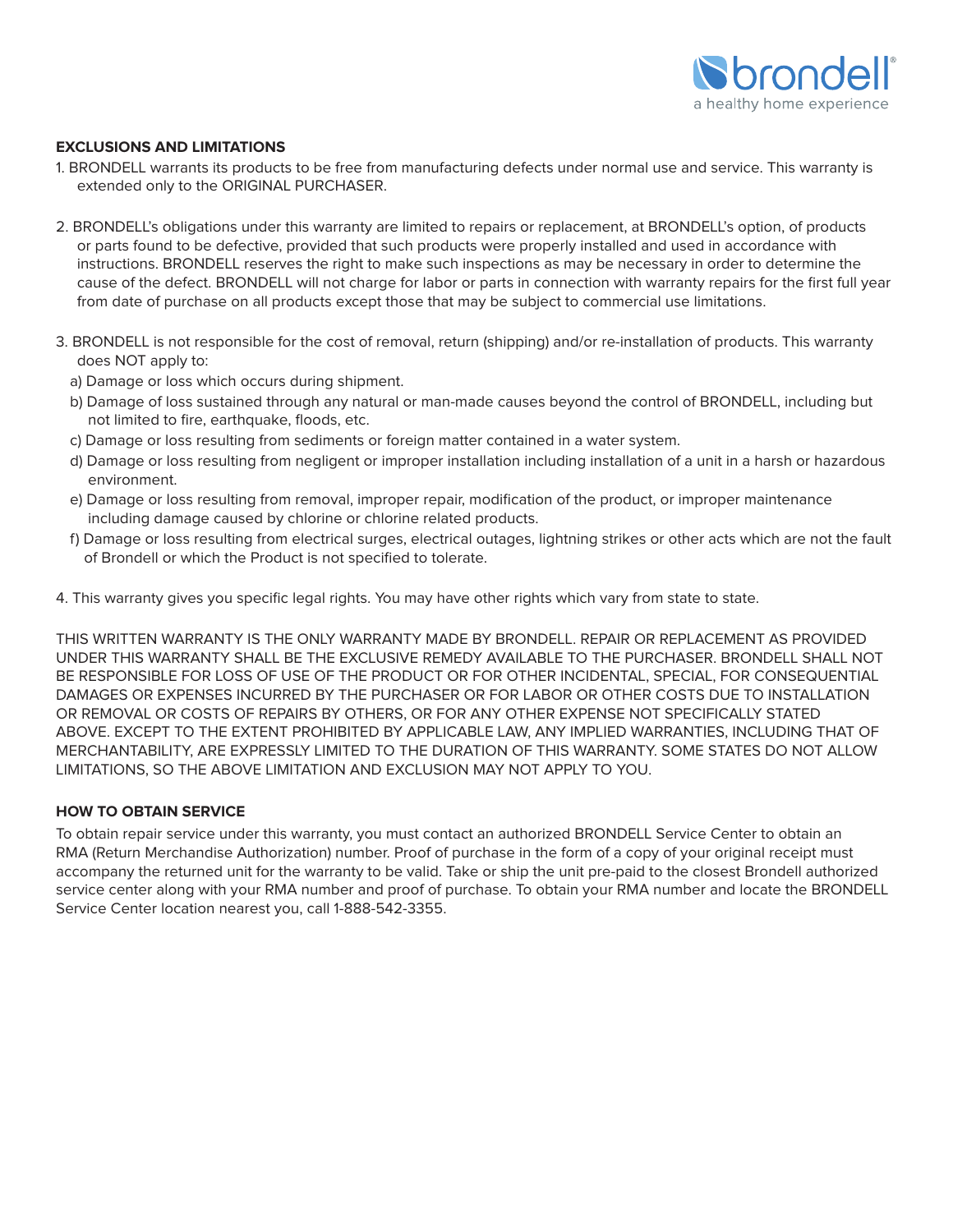**EXCLUSIONS AND LIMITATIONS**

1. BRONDELL warrants its products to be free from manufacturing defects under normal use and service. This warranty is extended only to the ORIGINAL PURCHASER.

2. BRONDELL's obligations under this warranty are limited to repairs or replacement, at BRONDELL's option, of products or parts found to be defective, provided that such products were properly installed and used in accordance with instructions. BRONDELL reserves the right to make such inspections as may be necessary in order to determine the cause of the defect. BRONDELL will not charge for labor or parts in connection with warranty repairs for the first full year from date of purchase on all products except those that may be subject to commercial use limitations.

3. BRONDELL is not responsible for the cost of removal, return (shipping) and/or re-installation of products. This warranty does NOT apply to:
   a) Damage or loss which occurs during shipment.
   b) Damage of loss sustained through any natural or man-made causes beyond the control of BRONDELL, including but not limited to fire, earthquake, floods, etc.
   c) Damage or loss resulting from sediments or foreign matter contained in a water system.
   d) Damage or loss resulting from negligent or improper installation including installation of a unit in a harsh or hazardous environment.
   e) Damage or loss resulting from removal, improper repair, modification of the product, or improper maintenance including damage caused by chlorine or chlorine related products.
   f) Damage or loss resulting from electrical surges, electrical outages, lightning strikes or other acts which are not the fault of Brondell or which the Product is not specified to tolerate.

4. This warranty gives you specific legal rights. You may have other rights which vary from state to state.

THIS WRITTEN WARRANTY IS THE ONLY WARRANTY MADE BY BRONDELL. REPAIR OR REPLACEMENT AS PROVIDED UNDER THIS WARRANTY SHALL BE THE EXCLUSIVE REMEDY AVAILABLE TO THE PURCHASER. BRONDELL SHALL NOT BE RESPONSIBLE FOR LOSS OF USE OF THE PRODUCT OR FOR OTHER INCIDENTAL, SPECIAL, FOR CONSEQUENTIAL DAMAGES OR EXPENSES INCURRED BY THE PURCHASER OR FOR LABOR OR OTHER COSTS DUE TO INSTALLATION OR REMOVAL OR COSTS OF REPAIRS BY OTHERS, OR FOR ANY OTHER EXPENSE NOT SPECIFICALLY STATED ABOVE. EXCEPT TO THE EXTENT PROHIBITED BY APPLICABLE LAW, ANY IMPLIED WARRANTIES, INCLUDING THAT OF MERCHANTABILITY, ARE EXPRESSLY LIMITED TO THE DURATION OF THIS WARRANTY. SOME STATES DO NOT ALLOW LIMITATIONS, SO THE ABOVE LIMITATION AND EXCLUSION MAY NOT APPLY TO YOU.

**HOW TO OBTAIN SERVICE**

To obtain repair service under this warranty, you must contact an authorized BRONDELL Service Center to obtain an RMA (Return Merchandise Authorization) number. Proof of purchase in the form of a copy of your original receipt must accompany the returned unit for the warranty to be valid. Take or ship the unit pre-paid to the closest Brondell authorized service center along with your RMA number and proof of purchase. To obtain your RMA number and locate the BRONDELL Service Center location nearest you, call 1-888-542-3355.